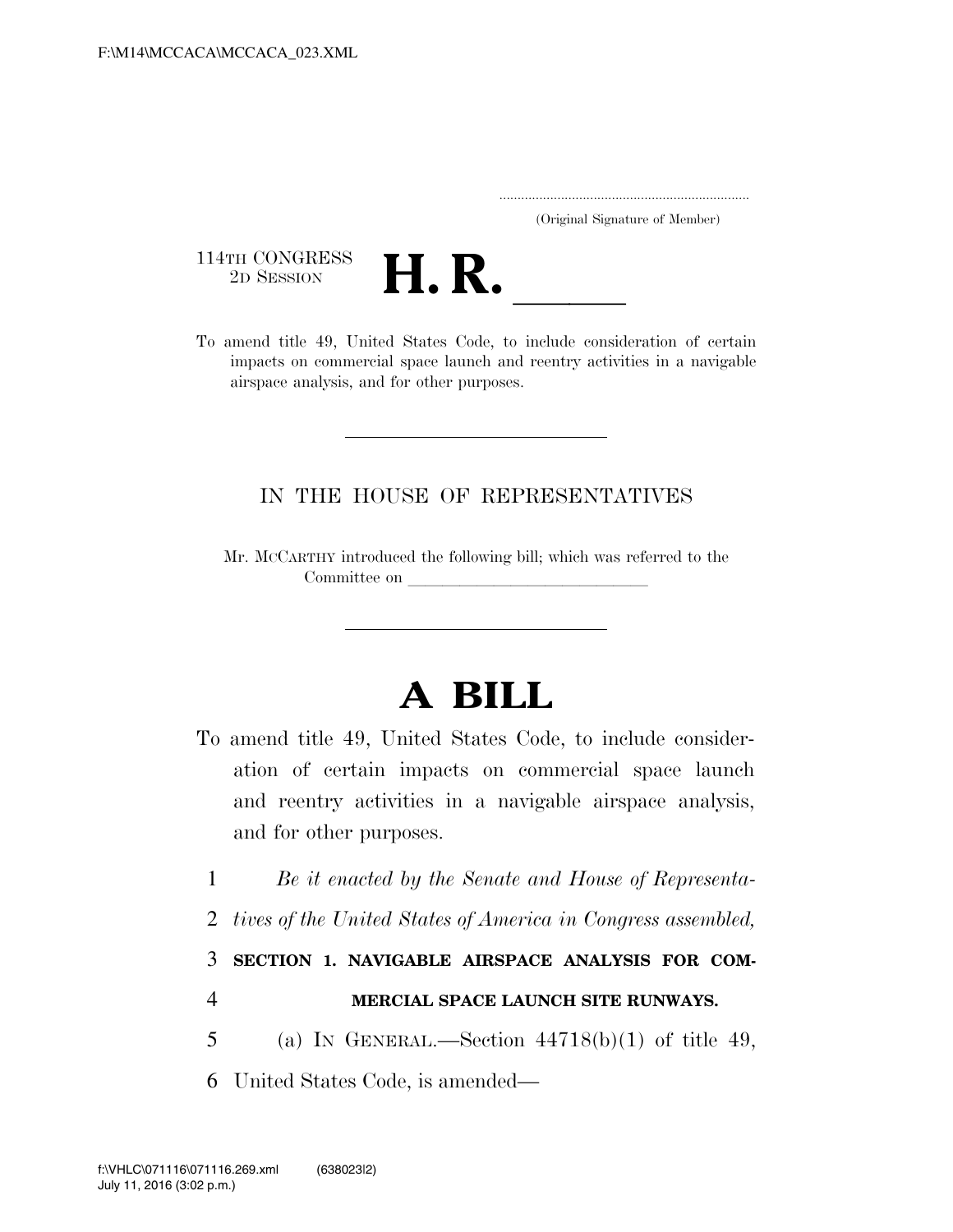F:\M14\MCCACA\MCCACA_023.XML

.....................................................................
(Original Signature of Member)

114TH CONGRESS
2D SESSION

# H. R. \_\_\_\_\_

To amend title 49, United States Code, to include consideration of certain impacts on commercial space launch and reentry activities in a navigable airspace analysis, and for other purposes.

IN THE HOUSE OF REPRESENTATIVES

Mr. MCCARTHY introduced the following bill; which was referred to the Committee on \_\_\_\_\_\_\_\_\_\_\_\_\_\_\_\_\_\_\_\_\_\_\_\_\_\_\_\_\_\_

# A BILL

To amend title 49, United States Code, to include consideration of certain impacts on commercial space launch and reentry activities in a navigable airspace analysis, and for other purposes.

1 *Be it enacted by the Senate and House of Representa-*
2 *tives of the United States of America in Congress assembled,*
3 **SECTION 1. NAVIGABLE AIRSPACE ANALYSIS FOR COM-**
4 **MERCIAL SPACE LAUNCH SITE RUNWAYS.**
5 (a) IN GENERAL.—Section 44718(b)(1) of title 49,
6 United States Code, is amended—

f:\VHLC\071116\071116.269.xml (638023|2)
July 11, 2016 (3:02 p.m.)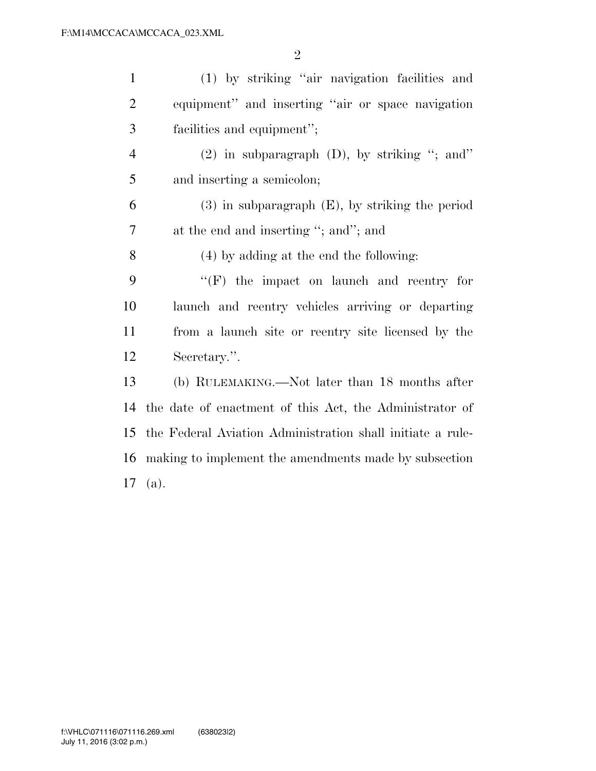(1) by striking "air navigation facilities and equipment" and inserting "air or space navigation facilities and equipment";

(2) in subparagraph (D), by striking "; and" and inserting a semicolon;

(3) in subparagraph (E), by striking the period at the end and inserting "; and"; and

(4) by adding at the end the following:

"(F) the impact on launch and reentry for launch and reentry vehicles arriving or departing from a launch site or reentry site licensed by the Secretary.".

(b) RULEMAKING.—Not later than 18 months after the date of enactment of this Act, the Administrator of the Federal Aviation Administration shall initiate a rulemaking to implement the amendments made by subsection (a).